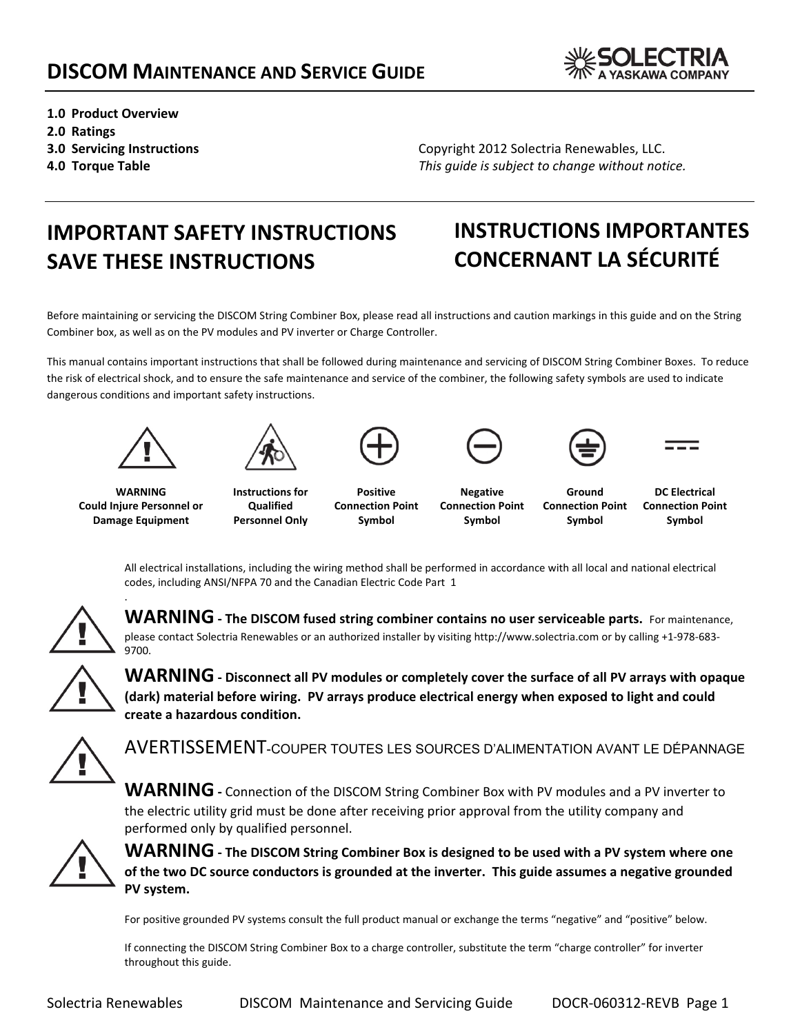# DISCOM MAINTENANCE AND SERVICE GUIDE

**1.0 Product Overview**
**2.0 Ratings**
**3.0 Servicing Instructions**
**4.0 Torque Table**

Copyright 2012 Solectria Renewables, LLC.
*This guide is subject to change without notice.*

## IMPORTANT SAFETY INSTRUCTIONS SAVE THESE INSTRUCTIONS

## INSTRUCTIONS IMPORTANTES CONCERNANT LA SÉCURITÉ

Before maintaining or servicing the DISCOM String Combiner Box, please read all instructions and caution markings in this guide and on the String Combiner box, as well as on the PV modules and PV inverter or Charge Controller.

This manual contains important instructions that shall be followed during maintenance and servicing of DISCOM String Combiner Boxes. To reduce the risk of electrical shock, and to ensure the safe maintenance and service of the combiner, the following safety symbols are used to indicate dangerous conditions and important safety instructions.

| **WARNING Could Injure Personnel or Damage Equipment** | **Instructions for Qualified Personnel Only** | **Positive Connection Point Symbol** | **Negative Connection Point Symbol** | **Ground Connection Point Symbol** | **DC Electrical Connection Point Symbol** |
|---|---|---|---|---|---|

All electrical installations, including the wiring method shall be performed in accordance with all local and national electrical codes, including ANSI/NFPA 70 and the Canadian Electric Code Part 1

.

**WARNING - The DISCOM fused string combiner contains no user serviceable parts.** For maintenance, please contact Solectria Renewables or an authorized installer by visiting http://www.solectria.com or by calling +1-978-683-9700.

**WARNING - Disconnect all PV modules or completely cover the surface of all PV arrays with opaque (dark) material before wiring. PV arrays produce electrical energy when exposed to light and could create a hazardous condition.**

AVERTISSEMENT-COUPER TOUTES LES SOURCES D'ALIMENTATION AVANT LE DÉPANNAGE

**WARNING -** Connection of the DISCOM String Combiner Box with PV modules and a PV inverter to the electric utility grid must be done after receiving prior approval from the utility company and performed only by qualified personnel.

**WARNING - The DISCOM String Combiner Box is designed to be used with a PV system where one of the two DC source conductors is grounded at the inverter. This guide assumes a negative grounded PV system.**

For positive grounded PV systems consult the full product manual or exchange the terms "negative" and "positive" below.

If connecting the DISCOM String Combiner Box to a charge controller, substitute the term "charge controller" for inverter throughout this guide.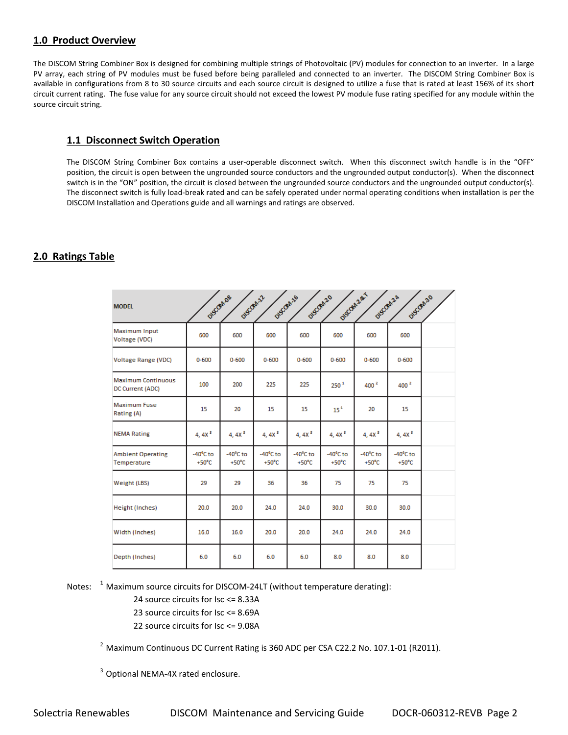## 1.0 Product Overview

The DISCOM String Combiner Box is designed for combining multiple strings of Photovoltaic (PV) modules for connection to an inverter. In a large PV array, each string of PV modules must be fused before being paralleled and connected to an inverter. The DISCOM String Combiner Box is available in configurations from 8 to 30 source circuits and each source circuit is designed to utilize a fuse that is rated at least 156% of its short circuit current rating. The fuse value for any source circuit should not exceed the lowest PV module fuse rating specified for any module within the source circuit string.

### 1.1 Disconnect Switch Operation

The DISCOM String Combiner Box contains a user-operable disconnect switch. When this disconnect switch handle is in the “OFF” position, the circuit is open between the ungrounded source conductors and the ungrounded output conductor(s). When the disconnect switch is in the “ON” position, the circuit is closed between the ungrounded source conductors and the ungrounded output conductor(s). The disconnect switch is fully load-break rated and can be safely operated under normal operating conditions when installation is per the DISCOM Installation and Operations guide and all warnings and ratings are observed.

## 2.0 Ratings Table

| MODEL | DISCOM-08 | DISCOM-12 | DISCOM-16 | DISCOM-20 | DISCOM-24LT | DISCOM-24 | DISCOM-30 |
|---|---|---|---|---|---|---|---|
| Maximum Input Voltage (VDC) | 600 | 600 | 600 | 600 | 600 | 600 | 600 |
| Voltage Range (VDC) | 0-600 | 0-600 | 0-600 | 0-600 | 0-600 | 0-600 | 0-600 |
| Maximum Continuous DC Current (ADC) | 100 | 200 | 225 | 225 | 250 [1] | 400 [2] | 400 [2] |
| Maximum Fuse Rating (A) | 15 | 20 | 15 | 15 | 15 [1] | 20 | 15 |
| NEMA Rating | 4, 4X [3] | 4, 4X [3] | 4, 4X [3] | 4, 4X [3] | 4, 4X [3] | 4, 4X [3] | 4, 4X [3] |
| Ambient Operating Temperature | -40°C to +50°C | -40°C to +50°C | -40°C to +50°C | -40°C to +50°C | -40°C to +50°C | -40°C to +50°C | -40°C to +50°C |
| Weight (LBS) | 29 | 29 | 36 | 36 | 75 | 75 | 75 |
| Height (Inches) | 20.0 | 20.0 | 24.0 | 24.0 | 30.0 | 30.0 | 30.0 |
| Width (Inches) | 16.0 | 16.0 | 20.0 | 20.0 | 24.0 | 24.0 | 24.0 |
| Depth (Inches) | 6.0 | 6.0 | 6.0 | 6.0 | 8.0 | 8.0 | 8.0 |

Notes: [1] Maximum source circuits for DISCOM-24LT (without temperature derating):

- 24 source circuits for Isc <= 8.33A
- 23 source circuits for Isc <= 8.69A
- 22 source circuits for Isc <= 9.08A

[2] Maximum Continuous DC Current Rating is 360 ADC per CSA C22.2 No. 107.1-01 (R2011).

[3] Optional NEMA-4X rated enclosure.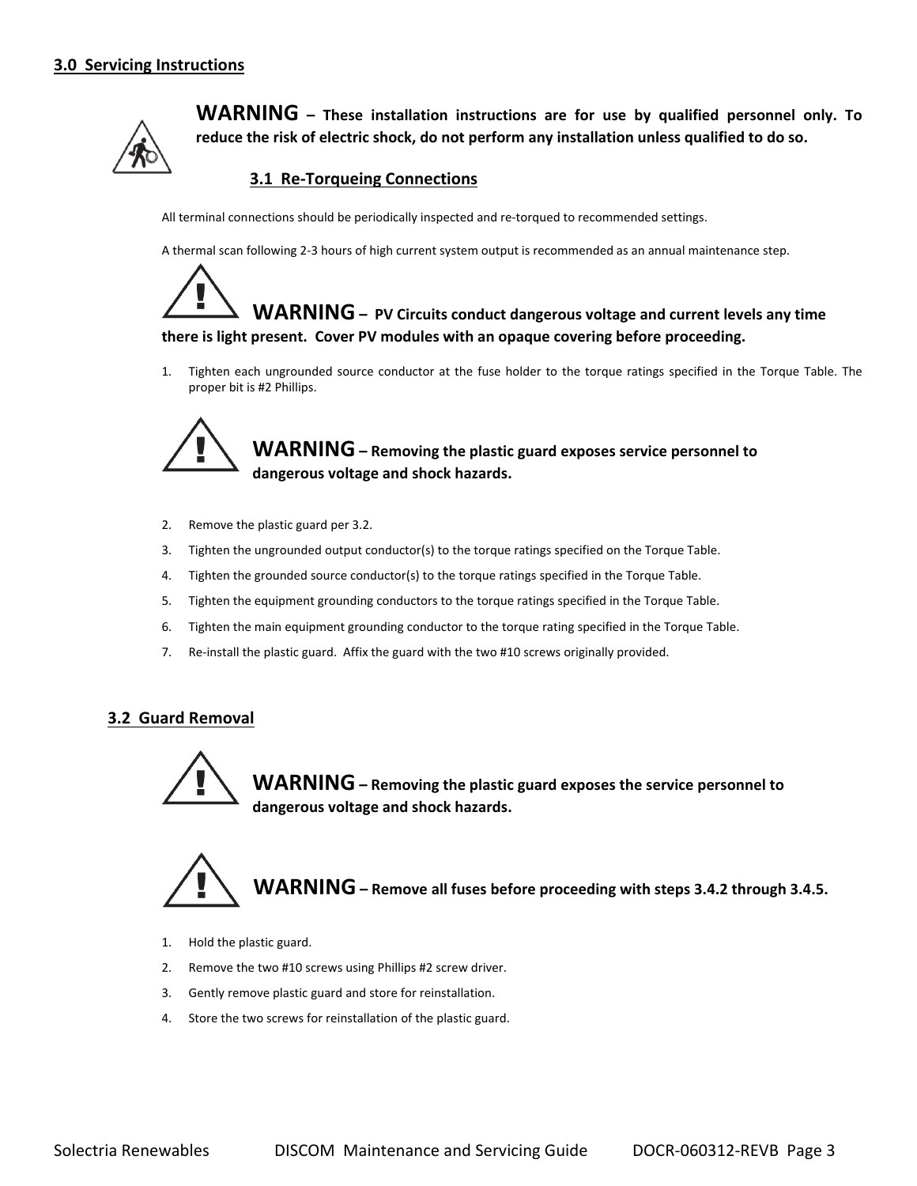## 3.0 Servicing Instructions

**WARNING – These installation instructions are for use by qualified personnel only. To reduce the risk of electric shock, do not perform any installation unless qualified to do so.**

### 3.1 Re-Torqueing Connections

All terminal connections should be periodically inspected and re-torqued to recommended settings.

A thermal scan following 2-3 hours of high current system output is recommended as an annual maintenance step.

**WARNING – PV Circuits conduct dangerous voltage and current levels any time there is light present. Cover PV modules with an opaque covering before proceeding.**

1. Tighten each ungrounded source conductor at the fuse holder to the torque ratings specified in the Torque Table. The proper bit is #2 Phillips.

**WARNING – Removing the plastic guard exposes service personnel to dangerous voltage and shock hazards.**

2. Remove the plastic guard per 3.2.
3. Tighten the ungrounded output conductor(s) to the torque ratings specified on the Torque Table.
4. Tighten the grounded source conductor(s) to the torque ratings specified in the Torque Table.
5. Tighten the equipment grounding conductors to the torque ratings specified in the Torque Table.
6. Tighten the main equipment grounding conductor to the torque rating specified in the Torque Table.
7. Re-install the plastic guard. Affix the guard with the two #10 screws originally provided.

### 3.2 Guard Removal

**WARNING – Removing the plastic guard exposes the service personnel to dangerous voltage and shock hazards.**

**WARNING – Remove all fuses before proceeding with steps 3.4.2 through 3.4.5.**

1. Hold the plastic guard.
2. Remove the two #10 screws using Phillips #2 screw driver.
3. Gently remove plastic guard and store for reinstallation.
4. Store the two screws for reinstallation of the plastic guard.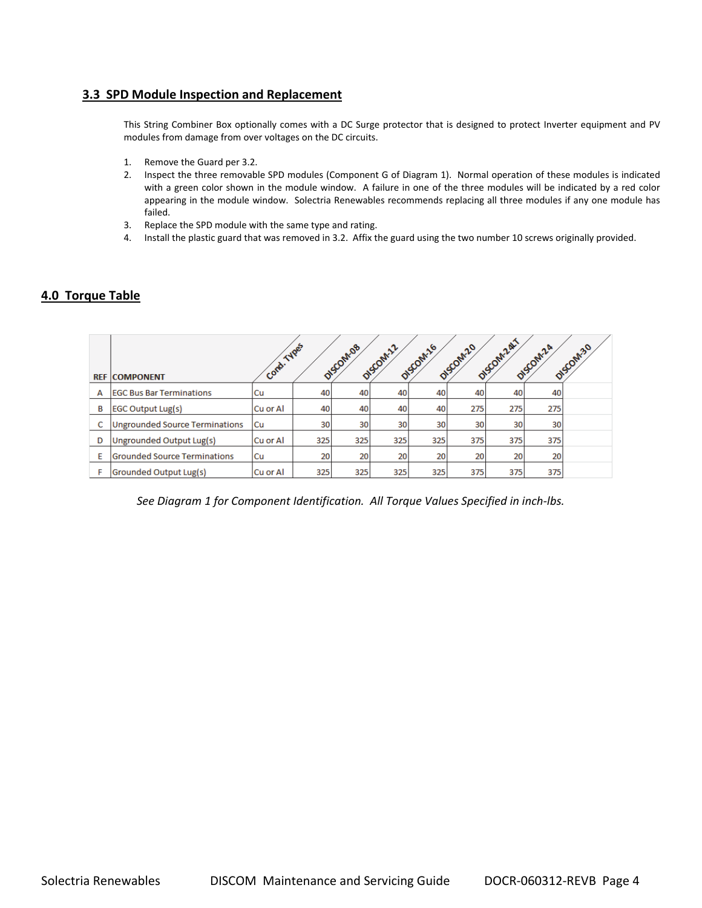## 3.3 SPD Module Inspection and Replacement

This String Combiner Box optionally comes with a DC Surge protector that is designed to protect Inverter equipment and PV modules from damage from over voltages on the DC circuits.

1. Remove the Guard per 3.2.
2. Inspect the three removable SPD modules (Component G of Diagram 1). Normal operation of these modules is indicated with a green color shown in the module window. A failure in one of the three modules will be indicated by a red color appearing in the module window. Solectria Renewables recommends replacing all three modules if any one module has failed.
3. Replace the SPD module with the same type and rating.
4. Install the plastic guard that was removed in 3.2. Affix the guard using the two number 10 screws originally provided.

## 4.0 Torque Table

| REF | COMPONENT | Cond. Types | DISCOM-08 | DISCOM-12 | DISCOM-16 | DISCOM-20 | DISCOM-24LT | DISCOM-24 | DISCOM-30 |
|---|---|---|---|---|---|---|---|---|---|
| A | EGC Bus Bar Terminations | Cu | 40 | 40 | 40 | 40 | 40 | 40 | 40 |
| B | EGC Output Lug(s) | Cu or Al | 40 | 40 | 40 | 40 | 275 | 275 | 275 |
| C | Ungrounded Source Terminations | Cu | 30 | 30 | 30 | 30 | 30 | 30 | 30 |
| D | Ungrounded Output Lug(s) | Cu or Al | 325 | 325 | 325 | 325 | 375 | 375 | 375 |
| E | Grounded Source Terminations | Cu | 20 | 20 | 20 | 20 | 20 | 20 | 20 |
| F | Grounded Output Lug(s) | Cu or Al | 325 | 325 | 325 | 325 | 375 | 375 | 375 |

*See Diagram 1 for Component Identification. All Torque Values Specified in inch-lbs.*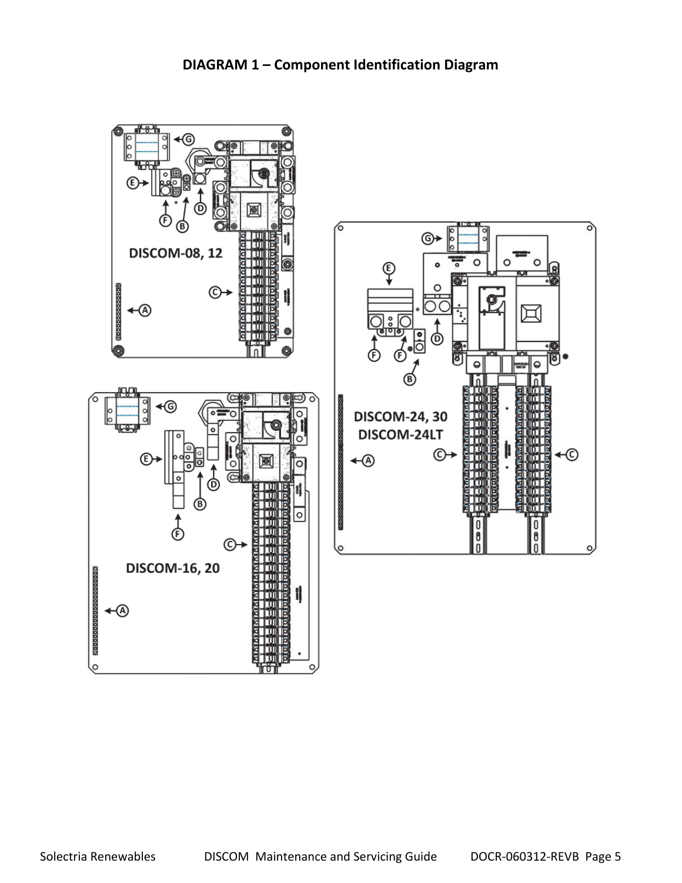# DIAGRAM 1 – Component Identification Diagram

DISCOM-08, 12

DISCOM-16, 20

DISCOM-24, 30
DISCOM-24LT

A B C D E F G